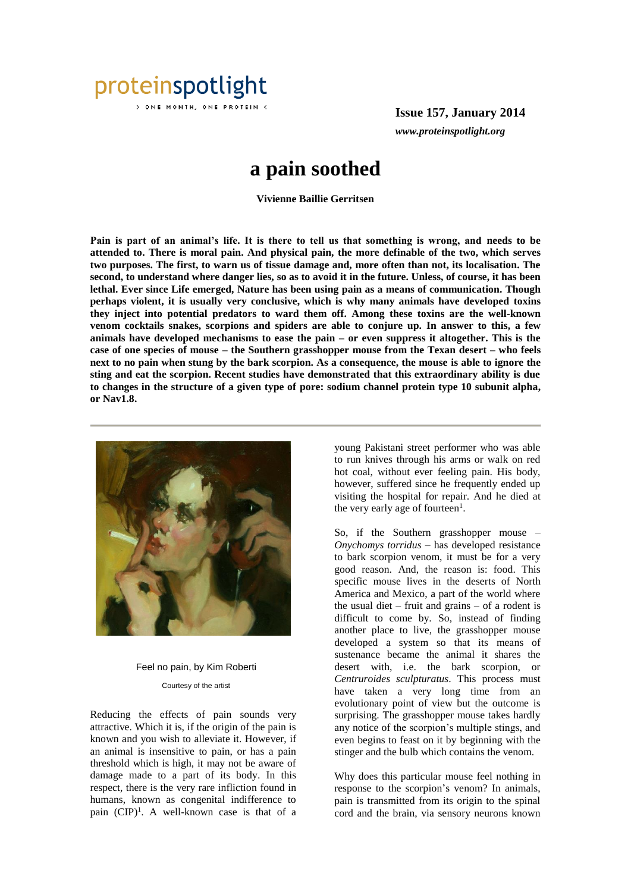proteinspotlight

> ONE MONTH, ONE PROTEIN <

**Issue 157, January 2014**

***www.proteinspotlight.org***

# a pain soothed

**Vivienne Baillie Gerritsen**

**Pain is part of an animal's life. It is there to tell us that something is wrong, and needs to be attended to. There is moral pain. And physical pain, the more definable of the two, which serves two purposes. The first, to warn us of tissue damage and, more often than not, its localisation. The second, to understand where danger lies, so as to avoid it in the future. Unless, of course, it has been lethal. Ever since Life emerged, Nature has been using pain as a means of communication. Though perhaps violent, it is usually very conclusive, which is why many animals have developed toxins they inject into potential predators to ward them off. Among these toxins are the well-known venom cocktails snakes, scorpions and spiders are able to conjure up. In answer to this, a few animals have developed mechanisms to ease the pain – or even suppress it altogether. This is the case of one species of mouse – the Southern grasshopper mouse from the Texan desert – who feels next to no pain when stung by the bark scorpion. As a consequence, the mouse is able to ignore the sting and eat the scorpion. Recent studies have demonstrated that this extraordinary ability is due to changes in the structure of a given type of pore: sodium channel protein type 10 subunit alpha, or Nav1.8.**

Feel no pain, by Kim Roberti

Courtesy of the artist

Reducing the effects of pain sounds very attractive. Which it is, if the origin of the pain is known and you wish to alleviate it. However, if an animal is insensitive to pain, or has a pain threshold which is high, it may not be aware of damage made to a part of its body. In this respect, there is the very rare infliction found in humans, known as congenital indifference to pain (CIP)[1]. A well-known case is that of a young Pakistani street performer who was able to run knives through his arms or walk on red hot coal, without ever feeling pain. His body, however, suffered since he frequently ended up visiting the hospital for repair. And he died at the very early age of fourteen[1].

So, if the Southern grasshopper mouse – *Onychomys torridus* – has developed resistance to bark scorpion venom, it must be for a very good reason. And, the reason is: food. This specific mouse lives in the deserts of North America and Mexico, a part of the world where the usual diet – fruit and grains – of a rodent is difficult to come by. So, instead of finding another place to live, the grasshopper mouse developed a system so that its means of sustenance became the animal it shares the desert with, i.e. the bark scorpion, or *Centruroides sculpturatus*. This process must have taken a very long time from an evolutionary point of view but the outcome is surprising. The grasshopper mouse takes hardly any notice of the scorpion's multiple stings, and even begins to feast on it by beginning with the stinger and the bulb which contains the venom.

Why does this particular mouse feel nothing in response to the scorpion's venom? In animals, pain is transmitted from its origin to the spinal cord and the brain, via sensory neurons known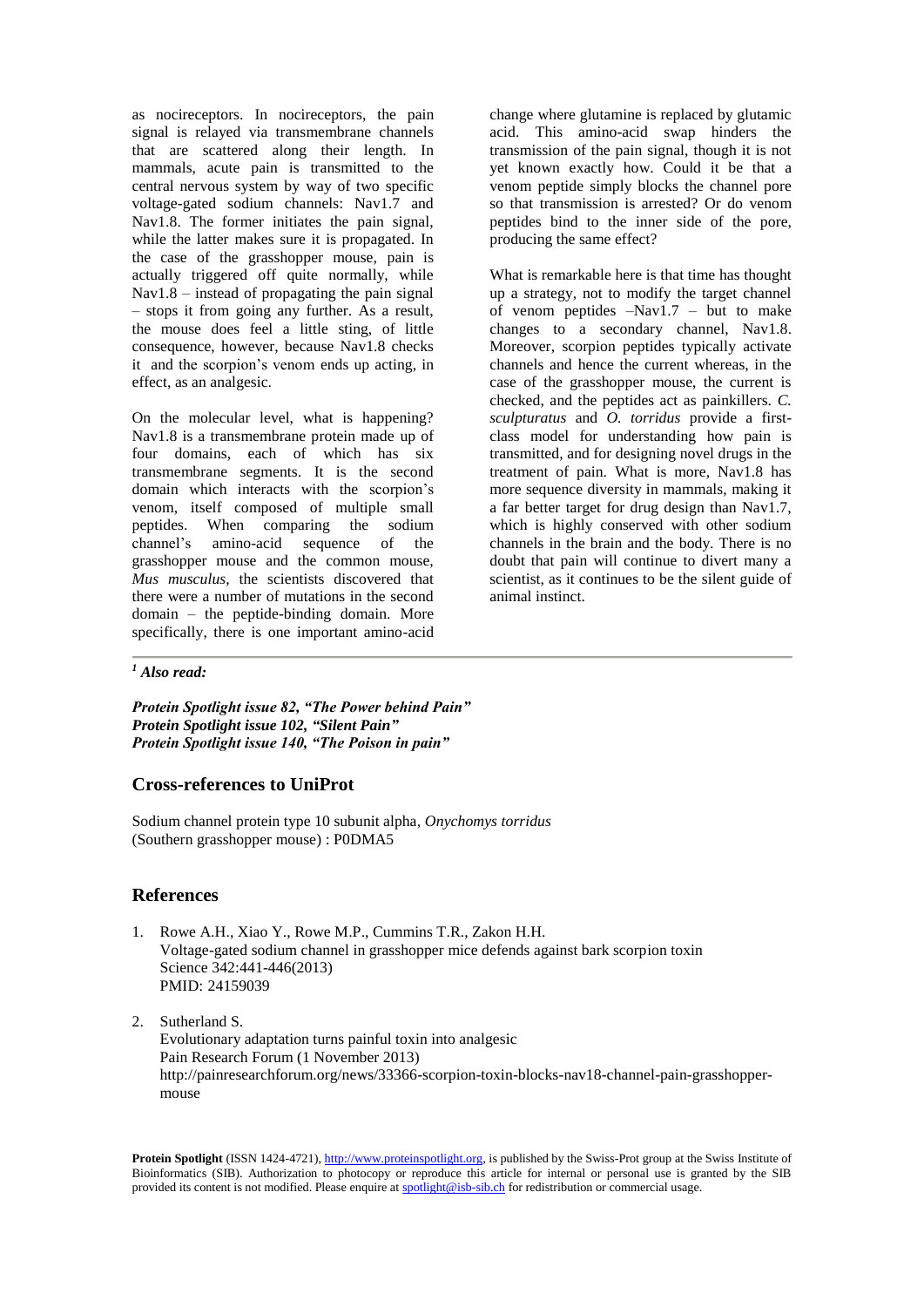as nocireceptors. In nocireceptors, the pain signal is relayed via transmembrane channels that are scattered along their length. In mammals, acute pain is transmitted to the central nervous system by way of two specific voltage-gated sodium channels: Nav1.7 and Nav1.8. The former initiates the pain signal, while the latter makes sure it is propagated. In the case of the grasshopper mouse, pain is actually triggered off quite normally, while Nav1.8 – instead of propagating the pain signal – stops it from going any further. As a result, the mouse does feel a little sting, of little consequence, however, because Nav1.8 checks it and the scorpion's venom ends up acting, in effect, as an analgesic.

On the molecular level, what is happening? Nav1.8 is a transmembrane protein made up of four domains, each of which has six transmembrane segments. It is the second domain which interacts with the scorpion's venom, itself composed of multiple small peptides. When comparing the sodium channel's amino-acid sequence of the grasshopper mouse and the common mouse, *Mus musculus*, the scientists discovered that there were a number of mutations in the second domain – the peptide-binding domain. More specifically, there is one important amino-acid change where glutamine is replaced by glutamic acid. This amino-acid swap hinders the transmission of the pain signal, though it is not yet known exactly how. Could it be that a venom peptide simply blocks the channel pore so that transmission is arrested? Or do venom peptides bind to the inner side of the pore, producing the same effect?

What is remarkable here is that time has thought up a strategy, not to modify the target channel of venom peptides –Nav1.7 – but to make changes to a secondary channel, Nav1.8. Moreover, scorpion peptides typically activate channels and hence the current whereas, in the case of the grasshopper mouse, the current is checked, and the peptides act as painkillers. *C. sculpturatus* and *O. torridus* provide a first-class model for understanding how pain is transmitted, and for designing novel drugs in the treatment of pain. What is more, Nav1.8 has more sequence diversity in mammals, making it a far better target for drug design than Nav1.7, which is highly conserved with other sodium channels in the brain and the body. There is no doubt that pain will continue to divert many a scientist, as it continues to be the silent guide of animal instinct.

---

***[1] Also read:***

***Protein Spotlight issue 82, "The Power behind Pain"***
***Protein Spotlight issue 102, "Silent Pain"***
***Protein Spotlight issue 140, "The Poison in pain"***

## Cross-references to UniProt

Sodium channel protein type 10 subunit alpha, *Onychomys torridus* (Southern grasshopper mouse) : P0DMA5

## References

1. Rowe A.H., Xiao Y., Rowe M.P., Cummins T.R., Zakon H.H.
   Voltage-gated sodium channel in grasshopper mice defends against bark scorpion toxin
   Science 342:441-446(2013)
   PMID: 24159039

2. Sutherland S.
   Evolutionary adaptation turns painful toxin into analgesic
   Pain Research Forum (1 November 2013)
   http://painresearchforum.org/news/33366-scorpion-toxin-blocks-nav18-channel-pain-grasshopper-mouse

**Protein Spotlight** (ISSN 1424-4721), http://www.proteinspotlight.org, is published by the Swiss-Prot group at the Swiss Institute of Bioinformatics (SIB). Authorization to photocopy or reproduce this article for internal or personal use is granted by the SIB provided its content is not modified. Please enquire at spotlight@isb-sib.ch for redistribution or commercial usage.